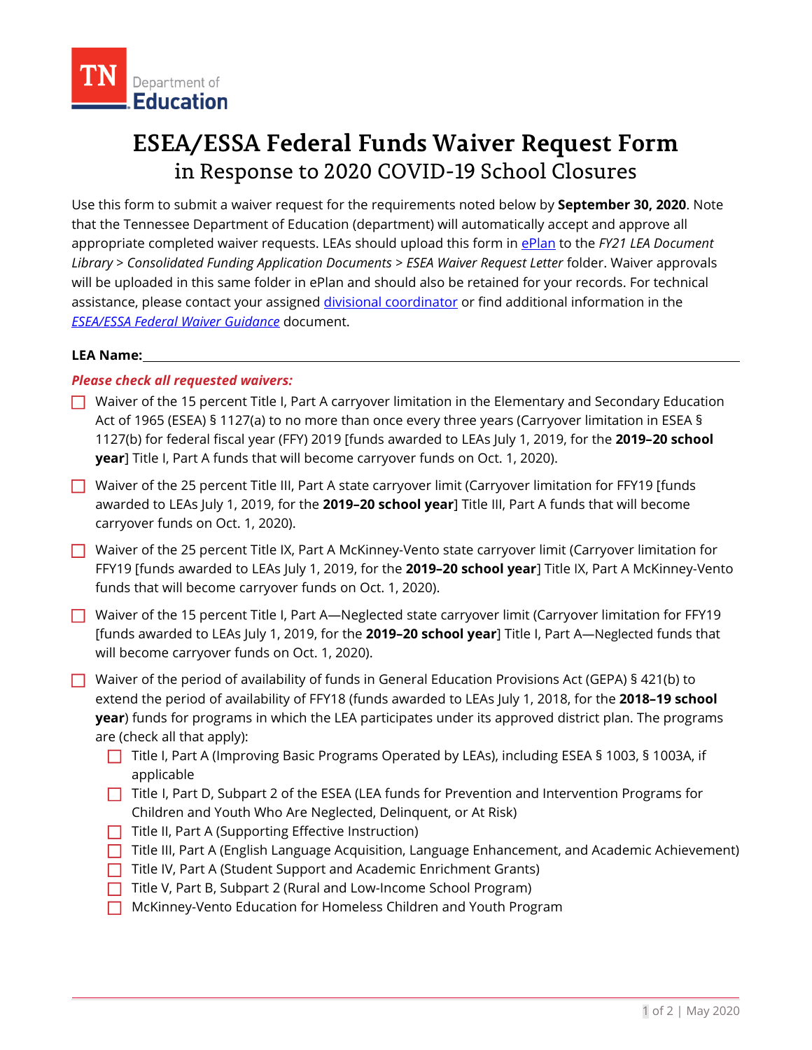TN Department of Education

# ESEA/ESSA Federal Funds Waiver Request Form
## in Response to 2020 COVID-19 School Closures

Use this form to submit a waiver request for the requirements noted below by **September 30, 2020**. Note that the Tennessee Department of Education (department) will automatically accept and approve all appropriate completed waiver requests. LEAs should upload this form in ePlan to the *FY21 LEA Document Library* > *Consolidated Funding Application Documents* > *ESEA Waiver Request Letter* folder. Waiver approvals will be uploaded in this same folder in ePlan and should also be retained for your records. For technical assistance, please contact your assigned divisional coordinator or find additional information in the *ESEA/ESSA Federal Waiver Guidance* document.

**LEA Name:**______________________________________________

***Please check all requested waivers:***

- ☐ Waiver of the 15 percent Title I, Part A carryover limitation in the Elementary and Secondary Education Act of 1965 (ESEA) § 1127(a) to no more than once every three years (Carryover limitation in ESEA § 1127(b) for federal fiscal year (FFY) 2019 [funds awarded to LEAs July 1, 2019, for the **2019–20 school year**] Title I, Part A funds that will become carryover funds on Oct. 1, 2020).
- ☐ Waiver of the 25 percent Title III, Part A state carryover limit (Carryover limitation for FFY19 [funds awarded to LEAs July 1, 2019, for the **2019–20 school year**] Title III, Part A funds that will become carryover funds on Oct. 1, 2020).
- ☐ Waiver of the 25 percent Title IX, Part A McKinney-Vento state carryover limit (Carryover limitation for FFY19 [funds awarded to LEAs July 1, 2019, for the **2019–20 school year**] Title IX, Part A McKinney-Vento funds that will become carryover funds on Oct. 1, 2020).
- ☐ Waiver of the 15 percent Title I, Part A—Neglected state carryover limit (Carryover limitation for FFY19 [funds awarded to LEAs July 1, 2019, for the **2019–20 school year**] Title I, Part A—Neglected funds that will become carryover funds on Oct. 1, 2020).
- ☐ Waiver of the period of availability of funds in General Education Provisions Act (GEPA) § 421(b) to extend the period of availability of FFY18 (funds awarded to LEAs July 1, 2018, for the **2018–19 school year**) funds for programs in which the LEA participates under its approved district plan. The programs are (check all that apply):
  - ☐ Title I, Part A (Improving Basic Programs Operated by LEAs), including ESEA § 1003, § 1003A, if applicable
  - ☐ Title I, Part D, Subpart 2 of the ESEA (LEA funds for Prevention and Intervention Programs for Children and Youth Who Are Neglected, Delinquent, or At Risk)
  - ☐ Title II, Part A (Supporting Effective Instruction)
  - ☐ Title III, Part A (English Language Acquisition, Language Enhancement, and Academic Achievement)
  - ☐ Title IV, Part A (Student Support and Academic Enrichment Grants)
  - ☐ Title V, Part B, Subpart 2 (Rural and Low-Income School Program)
  - ☐ McKinney-Vento Education for Homeless Children and Youth Program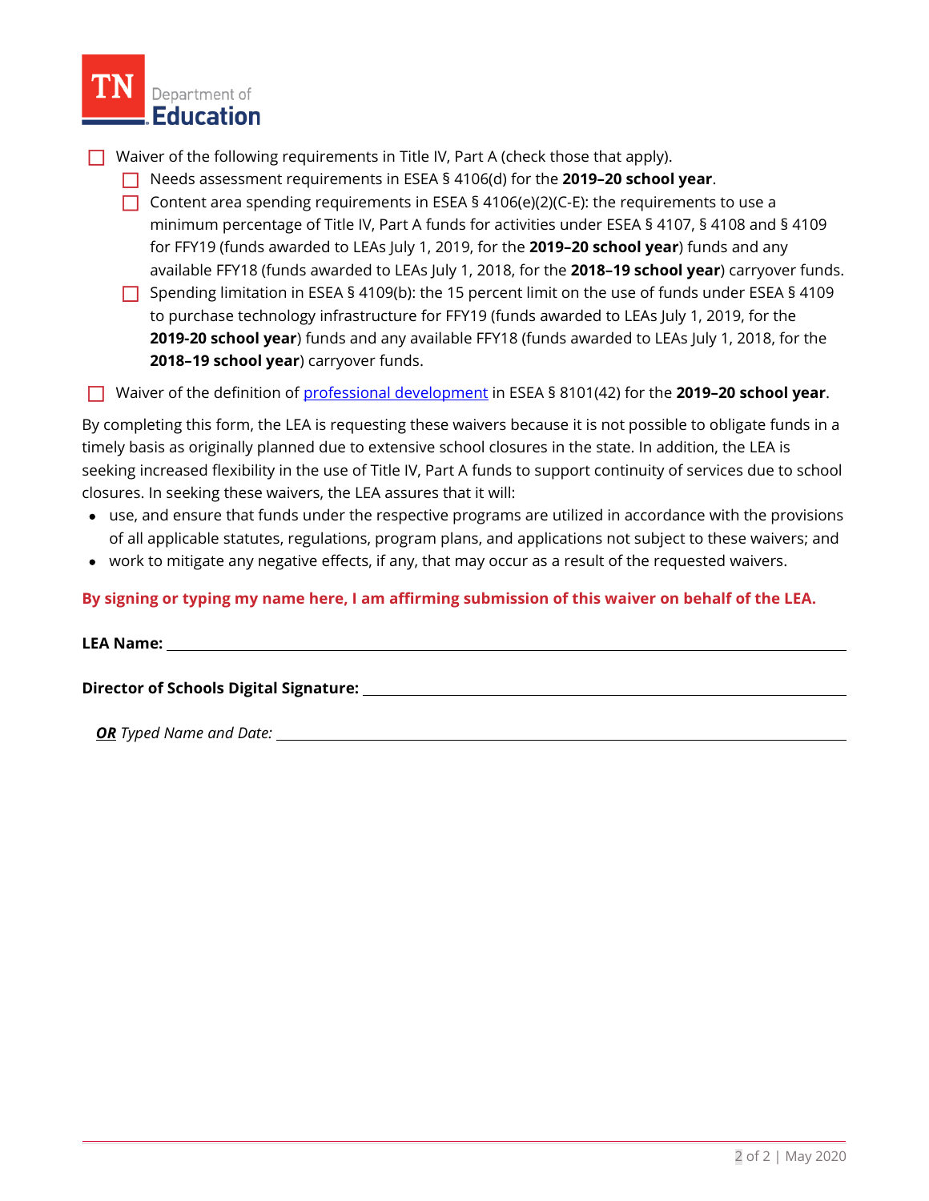- [ ] Waiver of the following requirements in Title IV, Part A (check those that apply).
  - [ ] Needs assessment requirements in ESEA § 4106(d) for the **2019–20 school year**.
  - [ ] Content area spending requirements in ESEA § 4106(e)(2)(C-E): the requirements to use a minimum percentage of Title IV, Part A funds for activities under ESEA § 4107, § 4108 and § 4109 for FFY19 (funds awarded to LEAs July 1, 2019, for the **2019–20 school year**) funds and any available FFY18 (funds awarded to LEAs July 1, 2018, for the **2018–19 school year**) carryover funds.
  - [ ] Spending limitation in ESEA § 4109(b): the 15 percent limit on the use of funds under ESEA § 4109 to purchase technology infrastructure for FFY19 (funds awarded to LEAs July 1, 2019, for the **2019-20 school year**) funds and any available FFY18 (funds awarded to LEAs July 1, 2018, for the **2018–19 school year**) carryover funds.
- [ ] Waiver of the definition of professional development in ESEA § 8101(42) for the **2019–20 school year**.

By completing this form, the LEA is requesting these waivers because it is not possible to obligate funds in a timely basis as originally planned due to extensive school closures in the state. In addition, the LEA is seeking increased flexibility in the use of Title IV, Part A funds to support continuity of services due to school closures. In seeking these waivers, the LEA assures that it will:

- use, and ensure that funds under the respective programs are utilized in accordance with the provisions of all applicable statutes, regulations, program plans, and applications not subject to these waivers; and
- work to mitigate any negative effects, if any, that may occur as a result of the requested waivers.

**By signing or typing my name here, I am affirming submission of this waiver on behalf of the LEA.**

**LEA Name:** ______________________________

**Director of Schools Digital Signature:** ______________________________

***OR*** *Typed Name and Date:* ______________________________